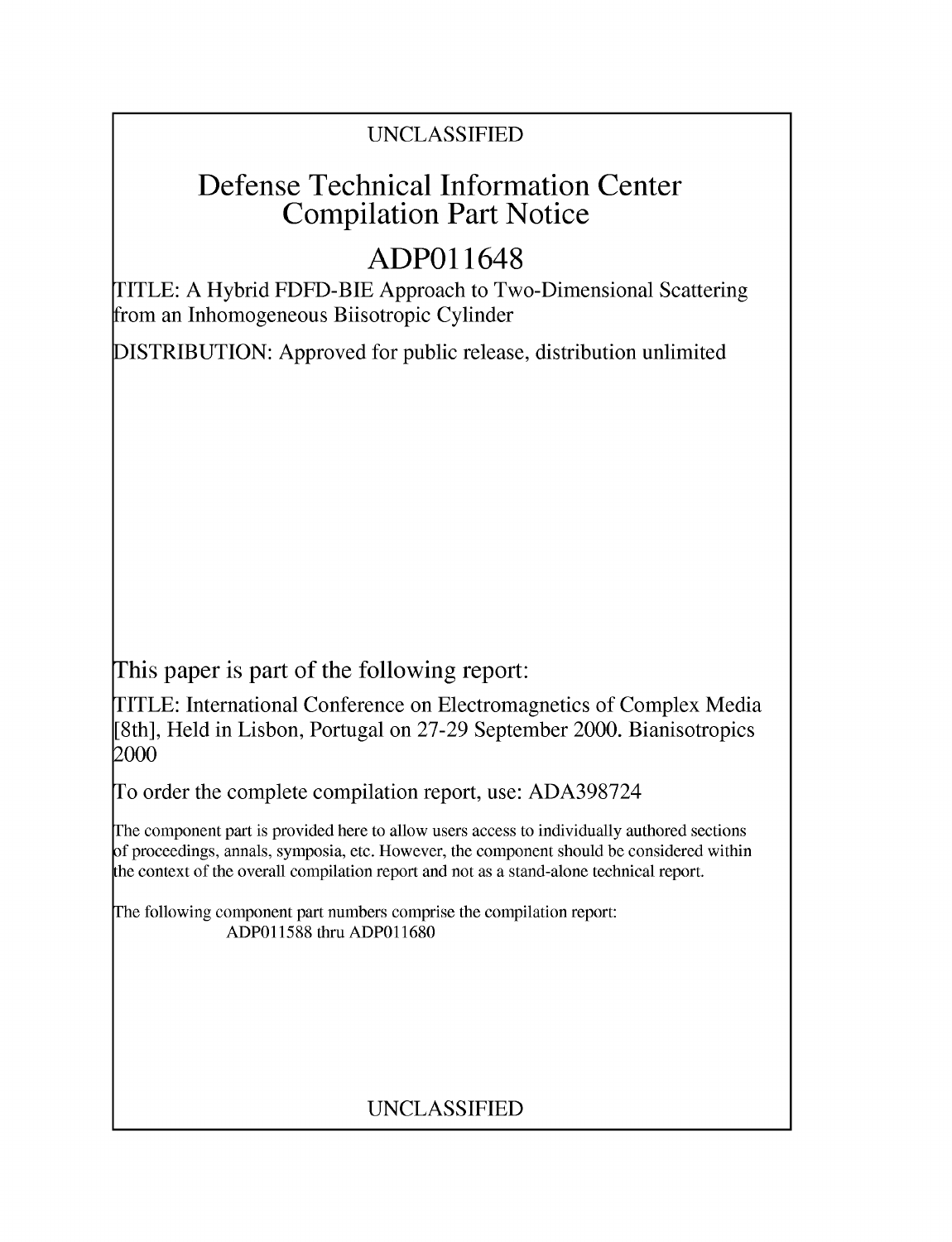UNCLASSIFIED

# Defense Technical Information Center Compilation Part Notice

# ADP011648

TITLE: A Hybrid FDFD-BIE Approach to Two-Dimensional Scattering from an Inhomogeneous Biisotropic Cylinder

DISTRIBUTION: Approved for public release, distribution unlimited

This paper is part of the following report:

TITLE: International Conference on Electromagnetics of Complex Media [8th], Held in Lisbon, Portugal on 27-29 September 2000. Bianisotropics 2000

To order the complete compilation report, use: ADA398724

The component part is provided here to allow users access to individually authored sections of proceedings, annals, symposia, etc. However, the component should be considered within the context of the overall compilation report and not as a stand-alone technical report.

The following component part numbers comprise the compilation report:
ADP011588 thru ADP011680

UNCLASSIFIED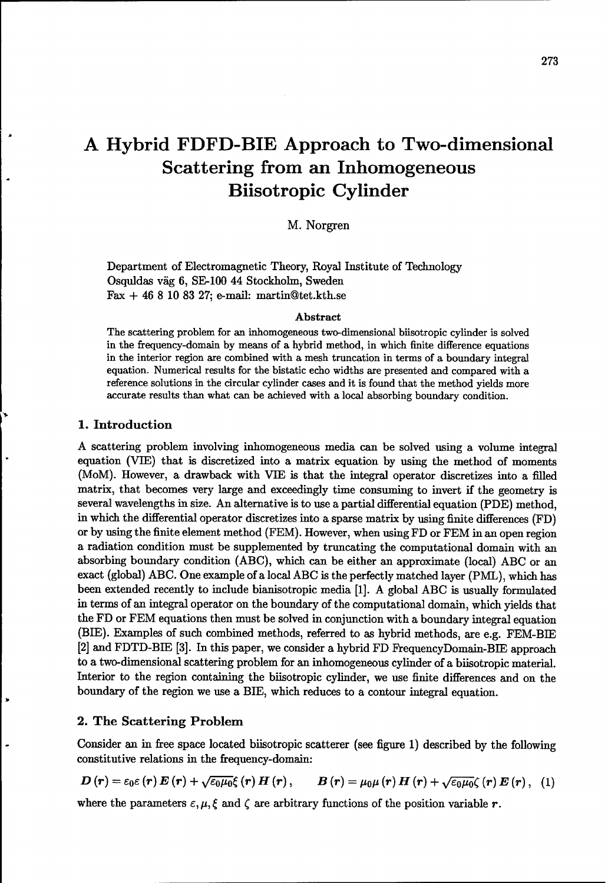# A Hybrid FDFD-BIE Approach to Two-dimensional Scattering from an Inhomogeneous Biisotropic Cylinder

M. Norgren

Department of Electromagnetic Theory, Royal Institute of Technology
Osquldas väg 6, SE-100 44 Stockholm, Sweden
Fax + 46 8 10 83 27; e-mail: martin@tet.kth.se

### Abstract

The scattering problem for an inhomogeneous two-dimensional biisotropic cylinder is solved in the frequency-domain by means of a hybrid method, in which finite difference equations in the interior region are combined with a mesh truncation in terms of a boundary integral equation. Numerical results for the bistatic echo widths are presented and compared with a reference solutions in the circular cylinder cases and it is found that the method yields more accurate results than what can be achieved with a local absorbing boundary condition.

## 1. Introduction

A scattering problem involving inhomogeneous media can be solved using a volume integral equation (VIE) that is discretized into a matrix equation by using the method of moments (MoM). However, a drawback with VIE is that the integral operator discretizes into a filled matrix, that becomes very large and exceedingly time consuming to invert if the geometry is several wavelengths in size. An alternative is to use a partial differential equation (PDE) method, in which the differential operator discretizes into a sparse matrix by using finite differences (FD) or by using the finite element method (FEM). However, when using FD or FEM in an open region a radiation condition must be supplemented by truncating the computational domain with an absorbing boundary condition (ABC), which can be either an approximate (local) ABC or an exact (global) ABC. One example of a local ABC is the perfectly matched layer (PML), which has been extended recently to include bianisotropic media [1]. A global ABC is usually formulated in terms of an integral operator on the boundary of the computational domain, which yields that the FD or FEM equations then must be solved in conjunction with a boundary integral equation (BIE). Examples of such combined methods, referred to as hybrid methods, are e.g. FEM-BIE [2] and FDTD-BIE [3]. In this paper, we consider a hybrid FD FrequencyDomain-BIE approach to a two-dimensional scattering problem for an inhomogeneous cylinder of a biisotropic material. Interior to the region containing the biisotropic cylinder, we use finite differences and on the boundary of the region we use a BIE, which reduces to a contour integral equation.

## 2. The Scattering Problem

Consider an in free space located biisotropic scatterer (see figure 1) described by the following constitutive relations in the frequency-domain:

$$\boldsymbol{D}(\boldsymbol{r}) = \varepsilon_0 \varepsilon(\boldsymbol{r}) \boldsymbol{E}(\boldsymbol{r}) + \sqrt{\varepsilon_0 \mu_0}\xi(\boldsymbol{r}) \boldsymbol{H}(\boldsymbol{r}), \qquad \boldsymbol{B}(\boldsymbol{r}) = \mu_0 \mu(\boldsymbol{r}) \boldsymbol{H}(\boldsymbol{r}) + \sqrt{\varepsilon_0 \mu_0}\zeta(\boldsymbol{r}) \boldsymbol{E}(\boldsymbol{r}), \quad (1)$$

where the parameters $\varepsilon, \mu, \xi$ and $\zeta$ are arbitrary functions of the position variable $\boldsymbol{r}$.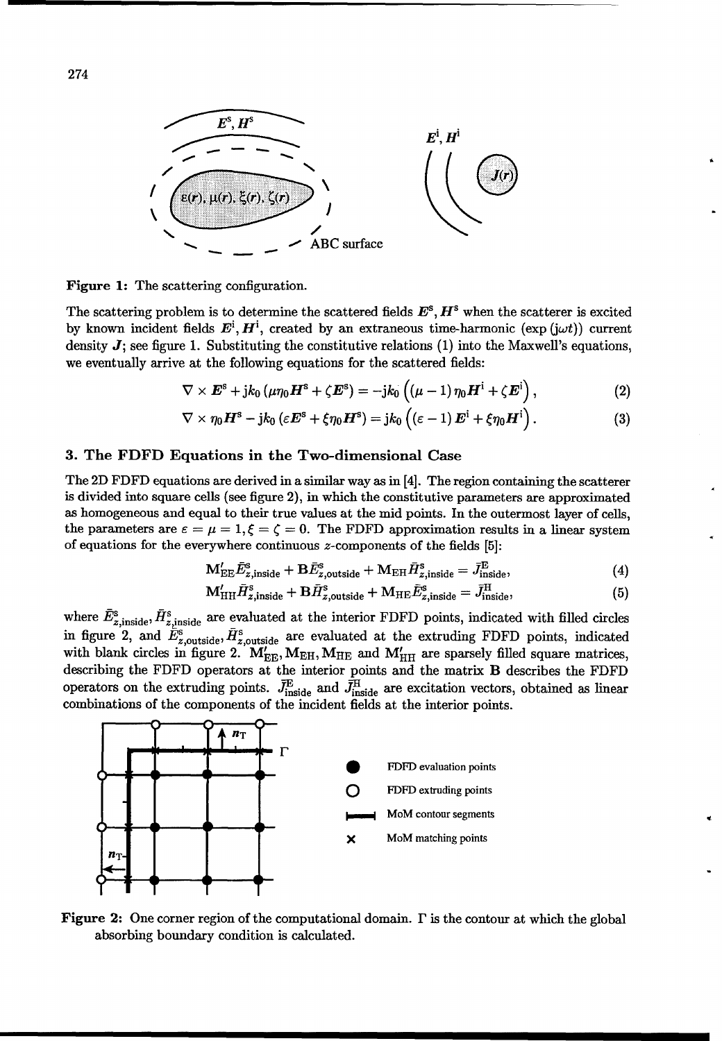**Figure 1:** The scattering configuration.

The scattering problem is to determine the scattered fields $\boldsymbol{E}^{\mathrm{s}}, \boldsymbol{H}^{\mathrm{s}}$ when the scatterer is excited by known incident fields $\boldsymbol{E}^{\mathrm{i}}, \boldsymbol{H}^{\mathrm{i}}$, created by an extraneous time-harmonic ($\exp(\mathrm{j}\omega t)$) current density $\boldsymbol{J}$; see figure 1. Substituting the constitutive relations (1) into the Maxwell's equations, we eventually arrive at the following equations for the scattered fields:

$$\nabla \times \boldsymbol{E}^{\mathrm{s}} + \mathrm{j}k_0 \left(\mu \eta_0 \boldsymbol{H}^{\mathrm{s}} + \zeta \boldsymbol{E}^{\mathrm{s}}\right) = -\mathrm{j}k_0 \left( (\mu - 1)\, \eta_0 \boldsymbol{H}^{\mathrm{i}} + \zeta \boldsymbol{E}^{\mathrm{i}} \right), \tag{2}$$

$$\nabla \times \eta_0 \boldsymbol{H}^{\mathrm{s}} - \mathrm{j}k_0 \left(\varepsilon \boldsymbol{E}^{\mathrm{s}} + \xi \eta_0 \boldsymbol{H}^{\mathrm{s}}\right) = \mathrm{j}k_0 \left( (\varepsilon - 1)\, \boldsymbol{E}^{\mathrm{i}} + \xi \eta_0 \boldsymbol{H}^{\mathrm{i}} \right). \tag{3}$$

## 3. The FDFD Equations in the Two-dimensional Case

The 2D FDFD equations are derived in a similar way as in [4]. The region containing the scatterer is divided into square cells (see figure 2), in which the constitutive parameters are approximated as homogeneous and equal to their true values at the mid points. In the outermost layer of cells, the parameters are $\varepsilon = \mu = 1, \xi = \zeta = 0$. The FDFD approximation results in a linear system of equations for the everywhere continuous $z$-components of the fields [5]:

$$\mathbf{M}'_{\mathrm{EE}} \bar{E}^{\mathrm{s}}_{z,\mathrm{inside}} + \mathbf{B} \bar{E}^{\mathrm{s}}_{z,\mathrm{outside}} + \mathbf{M}_{\mathrm{EH}} \bar{H}^{\mathrm{s}}_{z,\mathrm{inside}} = \bar{J}^{\mathrm{E}}_{\mathrm{inside}}, \tag{4}$$

$$\mathbf{M}'_{\mathrm{HH}} \bar{H}^{\mathrm{s}}_{z,\mathrm{inside}} + \mathbf{B} \bar{H}^{\mathrm{s}}_{z,\mathrm{outside}} + \mathbf{M}_{\mathrm{HE}} \bar{E}^{\mathrm{s}}_{z,\mathrm{inside}} = \bar{J}^{\mathrm{H}}_{\mathrm{inside}}, \tag{5}$$

where $\bar{E}^{\mathrm{s}}_{z,\mathrm{inside}}, \bar{H}^{\mathrm{s}}_{z,\mathrm{inside}}$ are evaluated at the interior FDFD points, indicated with filled circles in figure 2, and $\bar{E}^{\mathrm{s}}_{z,\mathrm{outside}}, \bar{H}^{\mathrm{s}}_{z,\mathrm{outside}}$ are evaluated at the extruding FDFD points, indicated with blank circles in figure 2. $\mathbf{M}'_{\mathrm{EE}}, \mathbf{M}_{\mathrm{EH}}, \mathbf{M}_{\mathrm{HE}}$ and $\mathbf{M}'_{\mathrm{HH}}$ are sparsely filled square matrices, describing the FDFD operators at the interior points and the matrix $\mathbf{B}$ describes the FDFD operators on the extruding points. $\bar{J}^{\mathrm{E}}_{\mathrm{inside}}$ and $\bar{J}^{\mathrm{H}}_{\mathrm{inside}}$ are excitation vectors, obtained as linear combinations of the components of the incident fields at the interior points.

**Figure 2:** One corner region of the computational domain. $\Gamma$ is the contour at which the global absorbing boundary condition is calculated.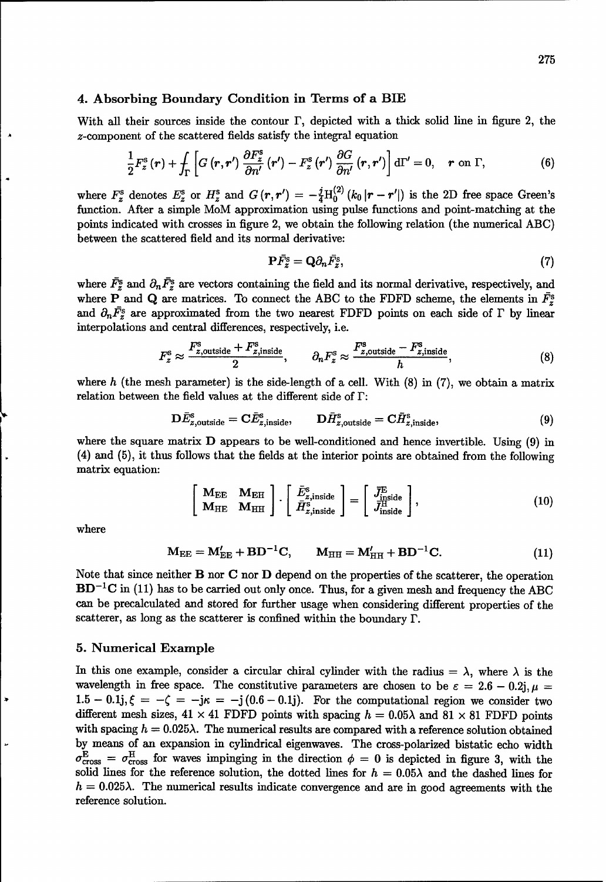### 4. Absorbing Boundary Condition in Terms of a BIE

With all their sources inside the contour $\Gamma$, depicted with a thick solid line in figure 2, the $z$-component of the scattered fields satisfy the integral equation

$$\frac{1}{2}F_z^{\mathrm{s}}(\boldsymbol{r}) + \int_\Gamma \left[ G(\boldsymbol{r}, \boldsymbol{r}') \frac{\partial F_z^{\mathrm{s}}}{\partial n'}(\boldsymbol{r}') - F_z^{\mathrm{s}}(\boldsymbol{r}') \frac{\partial G}{\partial n'}(\boldsymbol{r}, \boldsymbol{r}') \right] \mathrm{d}\Gamma' = 0, \quad \boldsymbol{r} \text{ on } \Gamma, \tag{6}$$

where $F_z^{\mathrm{s}}$ denotes $E_z^{\mathrm{s}}$ or $H_z^{\mathrm{s}}$ and $G(\boldsymbol{r}, \boldsymbol{r}') = -\frac{j}{4}\mathrm{H}_0^{(2)}(k_0 |\boldsymbol{r} - \boldsymbol{r}'|)$ is the 2D free space Green's function. After a simple MoM approximation using pulse functions and point-matching at the points indicated with crosses in figure 2, we obtain the following relation (the numerical ABC) between the scattered field and its normal derivative:

$$\mathbf{P}\bar{F}_z^{\mathrm{s}} = \mathbf{Q}\partial_n \bar{F}_z^{\mathrm{s}}, \tag{7}$$

where $\bar{F}_z^{\mathrm{s}}$ and $\partial_n \bar{F}_z^{\mathrm{s}}$ are vectors containing the field and its normal derivative, respectively, and where $\mathbf{P}$ and $\mathbf{Q}$ are matrices. To connect the ABC to the FDFD scheme, the elements in $\bar{F}_z^{\mathrm{s}}$ and $\partial_n \bar{F}_z^{\mathrm{s}}$ are approximated from the two nearest FDFD points on each side of $\Gamma$ by linear interpolations and central differences, respectively, i.e.

$$F_z^{\mathrm{s}} \approx \frac{F_{z,\mathrm{outside}}^{\mathrm{s}} + F_{z,\mathrm{inside}}^{\mathrm{s}}}{2}, \qquad \partial_n F_z^{\mathrm{s}} \approx \frac{F_{z,\mathrm{outside}}^{\mathrm{s}} - F_{z,\mathrm{inside}}^{\mathrm{s}}}{h}, \tag{8}$$

where $h$ (the mesh parameter) is the side-length of a cell. With (8) in (7), we obtain a matrix relation between the field values at the different side of $\Gamma$:

$$\mathbf{D}\bar{E}_{z,\mathrm{outside}}^{\mathrm{s}} = \mathbf{C}\bar{E}_{z,\mathrm{inside}}^{\mathrm{s}}, \qquad \mathbf{D}\bar{H}_{z,\mathrm{outside}}^{\mathrm{s}} = \mathbf{C}\bar{H}_{z,\mathrm{inside}}^{\mathrm{s}}, \tag{9}$$

where the square matrix $\mathbf{D}$ appears to be well-conditioned and hence invertible. Using (9) in (4) and (5), it thus follows that the fields at the interior points are obtained from the following matrix equation:

$$\begin{bmatrix} \mathbf{M}_{\mathrm{EE}} & \mathbf{M}_{\mathrm{EH}} \\ \mathbf{M}_{\mathrm{HE}} & \mathbf{M}_{\mathrm{HH}} \end{bmatrix} \cdot \begin{bmatrix} \bar{E}_{z,\mathrm{inside}}^{\mathrm{s}} \\ \bar{H}_{z,\mathrm{inside}}^{\mathrm{s}} \end{bmatrix} = \begin{bmatrix} \bar{J}_{\mathrm{inside}}^{\mathrm{E}} \\ \bar{J}_{\mathrm{inside}}^{\mathrm{H}} \end{bmatrix}, \tag{10}$$

where

$$\mathbf{M}_{\mathrm{EE}} = \mathbf{M}'_{\mathrm{EE}} + \mathbf{B}\mathbf{D}^{-1}\mathbf{C}, \qquad \mathbf{M}_{\mathrm{HH}} = \mathbf{M}'_{\mathrm{HH}} + \mathbf{B}\mathbf{D}^{-1}\mathbf{C}. \tag{11}$$

Note that since neither $\mathbf{B}$ nor $\mathbf{C}$ nor $\mathbf{D}$ depend on the properties of the scatterer, the operation $\mathbf{B}\mathbf{D}^{-1}\mathbf{C}$ in (11) has to be carried out only once. Thus, for a given mesh and frequency the ABC can be precalculated and stored for further usage when considering different properties of the scatterer, as long as the scatterer is confined within the boundary $\Gamma$.

### 5. Numerical Example

In this one example, consider a circular chiral cylinder with the radius $= \lambda$, where $\lambda$ is the wavelength in free space. The constitutive parameters are chosen to be $\varepsilon = 2.6 - 0.2\mathrm{j}, \mu = 1.5 - 0.1\mathrm{j}, \xi = -\zeta = -\mathrm{j}\kappa = -\mathrm{j}(0.6 - 0.1\mathrm{j})$. For the computational region we consider two different mesh sizes, $41 \times 41$ FDFD points with spacing $h = 0.05\lambda$ and $81 \times 81$ FDFD points with spacing $h = 0.025\lambda$. The numerical results are compared with a reference solution obtained by means of an expansion in cylindrical eigenwaves. The cross-polarized bistatic echo width $\sigma_{\mathrm{cross}}^{\mathrm{E}} = \sigma_{\mathrm{cross}}^{\mathrm{H}}$ for waves impinging in the direction $\phi = 0$ is depicted in figure 3, with the solid lines for the reference solution, the dotted lines for $h = 0.05\lambda$ and the dashed lines for $h = 0.025\lambda$. The numerical results indicate convergence and are in good agreements with the reference solution.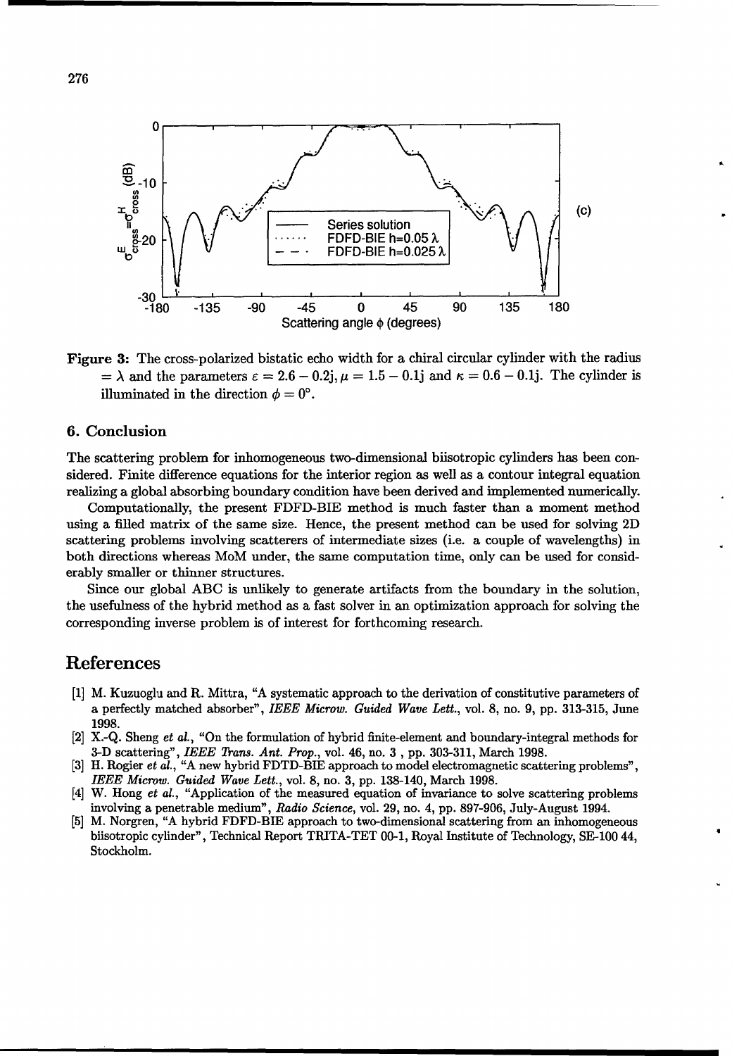0

$\sigma^E_{cross} = \sigma^H_{cross}$ (dB)

-10

-20

-30

-180 -135 -90 -45 0 45 90 135 180

Scattering angle $\phi$ (degrees)

Series solution

FDFD-BIE h=0.05 λ

FDFD-BIE h=0.025 λ

(c)

**Figure 3:** The cross-polarized bistatic echo width for a chiral circular cylinder with the radius $= \lambda$ and the parameters $\varepsilon = 2.6 - 0.2j, \mu = 1.5 - 0.1j$ and $\kappa = 0.6 - 0.1j$. The cylinder is illuminated in the direction $\phi = 0°$.

## 6. Conclusion

The scattering problem for inhomogeneous two-dimensional biisotropic cylinders has been considered. Finite difference equations for the interior region as well as a contour integral equation realizing a global absorbing boundary condition have been derived and implemented numerically.

Computationally, the present FDFD-BIE method is much faster than a moment method using a filled matrix of the same size. Hence, the present method can be used for solving 2D scattering problems involving scatterers of intermediate sizes (i.e. a couple of wavelengths) in both directions whereas MoM under, the same computation time, only can be used for considerably smaller or thinner structures.

Since our global ABC is unlikely to generate artifacts from the boundary in the solution, the usefulness of the hybrid method as a fast solver in an optimization approach for solving the corresponding inverse problem is of interest for forthcoming research.

# References

[1] M. Kuzuoglu and R. Mittra, "A systematic approach to the derivation of constitutive parameters of a perfectly matched absorber", *IEEE Microw. Guided Wave Lett.*, vol. 8, no. 9, pp. 313-315, June 1998.

[2] X.-Q. Sheng *et al.*, "On the formulation of hybrid finite-element and boundary-integral methods for 3-D scattering", *IEEE Trans. Ant. Prop.*, vol. 46, no. 3 , pp. 303-311, March 1998.

[3] H. Rogier *et al.*, "A new hybrid FDTD-BIE approach to model electromagnetic scattering problems", *IEEE Microw. Guided Wave Lett.*, vol. 8, no. 3, pp. 138-140, March 1998.

[4] W. Hong *et al.*, "Application of the measured equation of invariance to solve scattering problems involving a penetrable medium", *Radio Science*, vol. 29, no. 4, pp. 897-906, July-August 1994.

[5] M. Norgren, "A hybrid FDFD-BIE approach to two-dimensional scattering from an inhomogeneous biisotropic cylinder", Technical Report TRITA-TET 00-1, Royal Institute of Technology, SE-100 44, Stockholm.